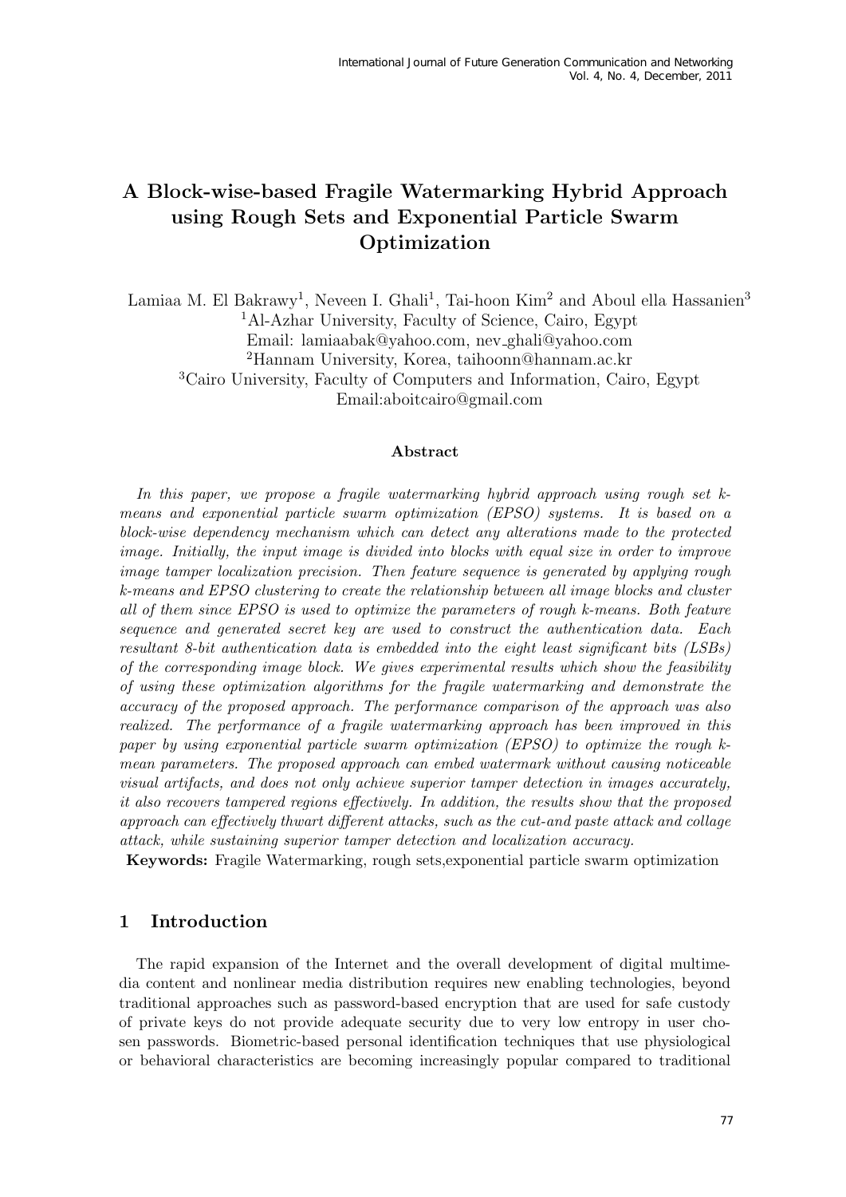# A Block-wise-based Fragile Watermarking Hybrid Approach using Rough Sets and Exponential Particle Swarm Optimization

Lamiaa M. El Bakrawy[1], Neveen I. Ghali[1], Tai-hoon Kim[2] and Aboul ella Hassanien[3]

[1]Al-Azhar University, Faculty of Science, Cairo, Egypt
Email: lamiaabak@yahoo.com, nev_ghali@yahoo.com

[2]Hannam University, Korea, taihoonn@hannam.ac.kr

[3]Cairo University, Faculty of Computers and Information, Cairo, Egypt
Email:aboitcairo@gmail.com

### Abstract

*In this paper, we propose a fragile watermarking hybrid approach using rough set k-means and exponential particle swarm optimization (EPSO) systems. It is based on a block-wise dependency mechanism which can detect any alterations made to the protected image. Initially, the input image is divided into blocks with equal size in order to improve image tamper localization precision. Then feature sequence is generated by applying rough k-means and EPSO clustering to create the relationship between all image blocks and cluster all of them since EPSO is used to optimize the parameters of rough k-means. Both feature sequence and generated secret key are used to construct the authentication data. Each resultant 8-bit authentication data is embedded into the eight least significant bits (LSBs) of the corresponding image block. We gives experimental results which show the feasibility of using these optimization algorithms for the fragile watermarking and demonstrate the accuracy of the proposed approach. The performance comparison of the approach was also realized. The performance of a fragile watermarking approach has been improved in this paper by using exponential particle swarm optimization (EPSO) to optimize the rough k-mean parameters. The proposed approach can embed watermark without causing noticeable visual artifacts, and does not only achieve superior tamper detection in images accurately, it also recovers tampered regions effectively. In addition, the results show that the proposed approach can effectively thwart different attacks, such as the cut-and paste attack and collage attack, while sustaining superior tamper detection and localization accuracy.*

**Keywords:** Fragile Watermarking, rough sets,exponential particle swarm optimization

## 1 Introduction

The rapid expansion of the Internet and the overall development of digital multimedia content and nonlinear media distribution requires new enabling technologies, beyond traditional approaches such as password-based encryption that are used for safe custody of private keys do not provide adequate security due to very low entropy in user chosen passwords. Biometric-based personal identification techniques that use physiological or behavioral characteristics are becoming increasingly popular compared to traditional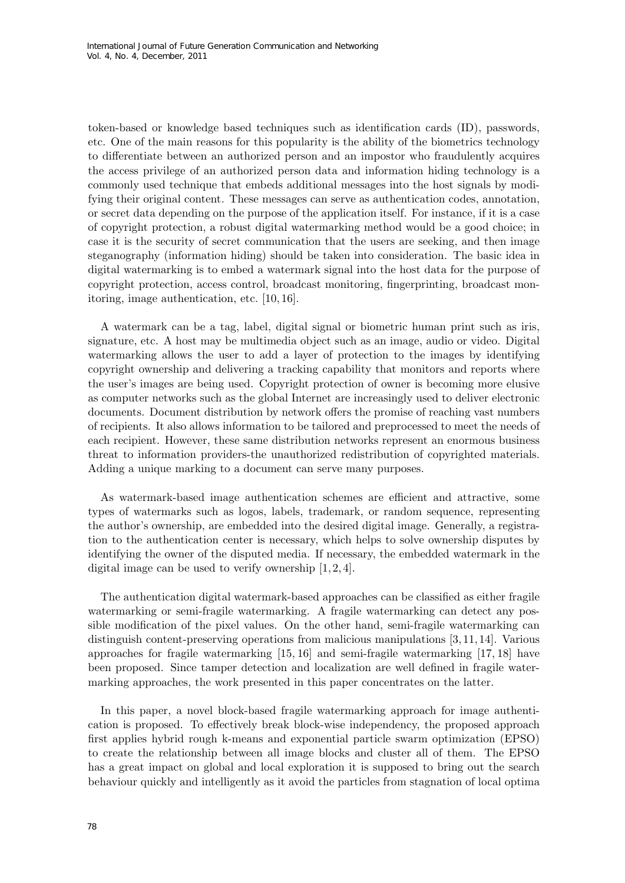token-based or knowledge based techniques such as identification cards (ID), passwords, etc. One of the main reasons for this popularity is the ability of the biometrics technology to differentiate between an authorized person and an impostor who fraudulently acquires the access privilege of an authorized person data and information hiding technology is a commonly used technique that embeds additional messages into the host signals by modifying their original content. These messages can serve as authentication codes, annotation, or secret data depending on the purpose of the application itself. For instance, if it is a case of copyright protection, a robust digital watermarking method would be a good choice; in case it is the security of secret communication that the users are seeking, and then image steganography (information hiding) should be taken into consideration. The basic idea in digital watermarking is to embed a watermark signal into the host data for the purpose of copyright protection, access control, broadcast monitoring, fingerprinting, broadcast monitoring, image authentication, etc. [10, 16].

A watermark can be a tag, label, digital signal or biometric human print such as iris, signature, etc. A host may be multimedia object such as an image, audio or video. Digital watermarking allows the user to add a layer of protection to the images by identifying copyright ownership and delivering a tracking capability that monitors and reports where the user's images are being used. Copyright protection of owner is becoming more elusive as computer networks such as the global Internet are increasingly used to deliver electronic documents. Document distribution by network offers the promise of reaching vast numbers of recipients. It also allows information to be tailored and preprocessed to meet the needs of each recipient. However, these same distribution networks represent an enormous business threat to information providers-the unauthorized redistribution of copyrighted materials. Adding a unique marking to a document can serve many purposes.

As watermark-based image authentication schemes are efficient and attractive, some types of watermarks such as logos, labels, trademark, or random sequence, representing the author's ownership, are embedded into the desired digital image. Generally, a registration to the authentication center is necessary, which helps to solve ownership disputes by identifying the owner of the disputed media. If necessary, the embedded watermark in the digital image can be used to verify ownership [1, 2, 4].

The authentication digital watermark-based approaches can be classified as either fragile watermarking or semi-fragile watermarking. A fragile watermarking can detect any possible modification of the pixel values. On the other hand, semi-fragile watermarking can distinguish content-preserving operations from malicious manipulations [3, 11, 14]. Various approaches for fragile watermarking [15, 16] and semi-fragile watermarking [17, 18] have been proposed. Since tamper detection and localization are well defined in fragile watermarking approaches, the work presented in this paper concentrates on the latter.

In this paper, a novel block-based fragile watermarking approach for image authentication is proposed. To effectively break block-wise independency, the proposed approach first applies hybrid rough k-means and exponential particle swarm optimization (EPSO) to create the relationship between all image blocks and cluster all of them. The EPSO has a great impact on global and local exploration it is supposed to bring out the search behaviour quickly and intelligently as it avoid the particles from stagnation of local optima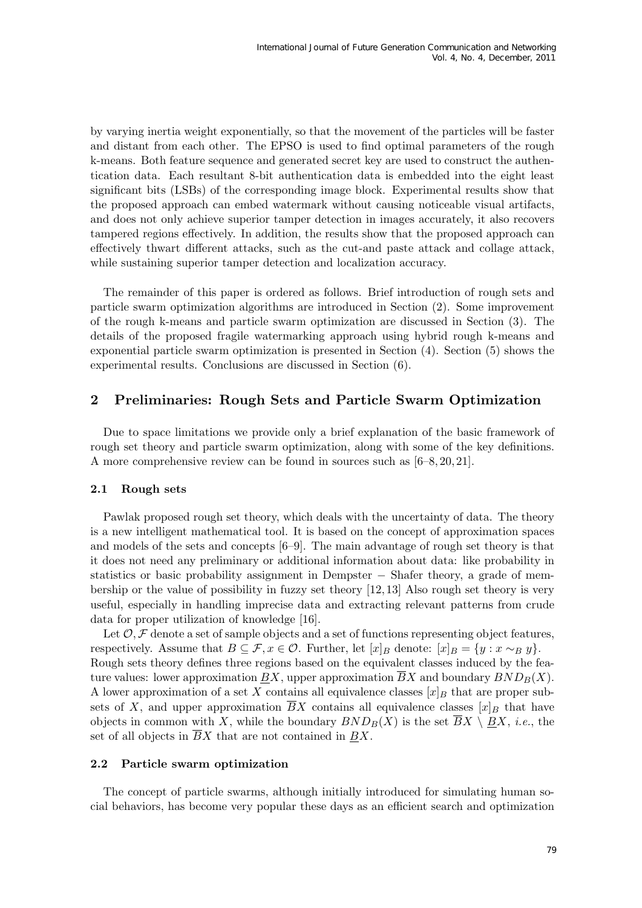by varying inertia weight exponentially, so that the movement of the particles will be faster and distant from each other. The EPSO is used to find optimal parameters of the rough k-means. Both feature sequence and generated secret key are used to construct the authentication data. Each resultant 8-bit authentication data is embedded into the eight least significant bits (LSBs) of the corresponding image block. Experimental results show that the proposed approach can embed watermark without causing noticeable visual artifacts, and does not only achieve superior tamper detection in images accurately, it also recovers tampered regions effectively. In addition, the results show that the proposed approach can effectively thwart different attacks, such as the cut-and paste attack and collage attack, while sustaining superior tamper detection and localization accuracy.

The remainder of this paper is ordered as follows. Brief introduction of rough sets and particle swarm optimization algorithms are introduced in Section (2). Some improvement of the rough k-means and particle swarm optimization are discussed in Section (3). The details of the proposed fragile watermarking approach using hybrid rough k-means and exponential particle swarm optimization is presented in Section (4). Section (5) shows the experimental results. Conclusions are discussed in Section (6).

## 2 Preliminaries: Rough Sets and Particle Swarm Optimization

Due to space limitations we provide only a brief explanation of the basic framework of rough set theory and particle swarm optimization, along with some of the key definitions. A more comprehensive review can be found in sources such as [6–8, 20, 21].

### 2.1 Rough sets

Pawlak proposed rough set theory, which deals with the uncertainty of data. The theory is a new intelligent mathematical tool. It is based on the concept of approximation spaces and models of the sets and concepts [6–9]. The main advantage of rough set theory is that it does not need any preliminary or additional information about data: like probability in statistics or basic probability assignment in Dempster − Shafer theory, a grade of membership or the value of possibility in fuzzy set theory [12, 13] Also rough set theory is very useful, especially in handling imprecise data and extracting relevant patterns from crude data for proper utilization of knowledge [16].

Let $\mathcal{O}, \mathcal{F}$ denote a set of sample objects and a set of functions representing object features, respectively. Assume that $B \subseteq \mathcal{F}, x \in \mathcal{O}$. Further, let $[x]_B$ denote: $[x]_B = \{y : x \sim_B y\}$. Rough sets theory defines three regions based on the equivalent classes induced by the feature values: lower approximation $\underline{B}X$, upper approximation $\overline{B}X$ and boundary $BND_B(X)$. A lower approximation of a set $X$ contains all equivalence classes $[x]_B$ that are proper subsets of $X$, and upper approximation $\overline{B}X$ contains all equivalence classes $[x]_B$ that have objects in common with $X$, while the boundary $BND_B(X)$ is the set $\overline{B}X \setminus \underline{B}X$, *i.e.*, the set of all objects in $\overline{B}X$ that are not contained in $\underline{B}X$.

### 2.2 Particle swarm optimization

The concept of particle swarms, although initially introduced for simulating human social behaviors, has become very popular these days as an efficient search and optimization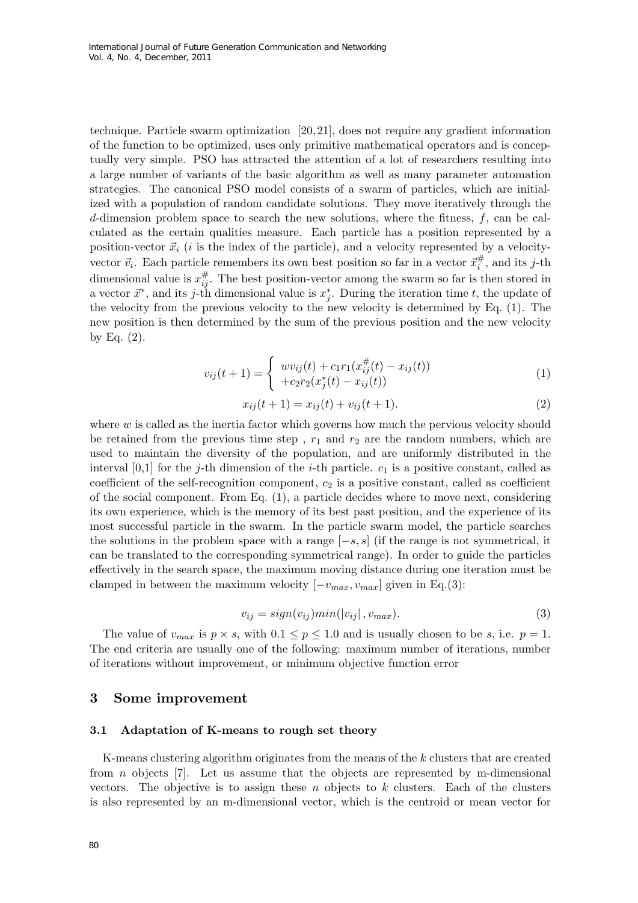technique. Particle swarm optimization [20,21], does not require any gradient information of the function to be optimized, uses only primitive mathematical operators and is conceptually very simple. PSO has attracted the attention of a lot of researchers resulting into a large number of variants of the basic algorithm as well as many parameter automation strategies. The canonical PSO model consists of a swarm of particles, which are initialized with a population of random candidate solutions. They move iteratively through the $d$-dimension problem space to search the new solutions, where the fitness, $f$, can be calculated as the certain qualities measure. Each particle has a position represented by a position-vector $\vec{x}_i$ ($i$ is the index of the particle), and a velocity represented by a velocity-vector $\vec{v}_i$. Each particle remembers its own best position so far in a vector $\vec{x}_i^{\#}$, and its $j$-th dimensional value is $x_{ij}^{\#}$. The best position-vector among the swarm so far is then stored in a vector $\vec{x}^*$, and its $j$-th dimensional value is $x_j^*$. During the iteration time $t$, the update of the velocity from the previous velocity to the new velocity is determined by Eq. (1). The new position is then determined by the sum of the previous position and the new velocity by Eq. (2).

$$v_{ij}(t+1) = \begin{cases} wv_{ij}(t) + c_1 r_1 (x_{ij}^{\#}(t) - x_{ij}(t)) \\ +c_2 r_2 (x_j^*(t) - x_{ij}(t)) \end{cases} \tag{1}$$

$$x_{ij}(t+1) = x_{ij}(t) + v_{ij}(t+1). \tag{2}$$

where $w$ is called as the inertia factor which governs how much the pervious velocity should be retained from the previous time step , $r_1$ and $r_2$ are the random numbers, which are used to maintain the diversity of the population, and are uniformly distributed in the interval [0,1] for the $j$-th dimension of the $i$-th particle. $c_1$ is a positive constant, called as coefficient of the self-recognition component, $c_2$ is a positive constant, called as coefficient of the social component. From Eq. (1), a particle decides where to move next, considering its own experience, which is the memory of its best past position, and the experience of its most successful particle in the swarm. In the particle swarm model, the particle searches the solutions in the problem space with a range $[-s, s]$ (if the range is not symmetrical, it can be translated to the corresponding symmetrical range). In order to guide the particles effectively in the search space, the maximum moving distance during one iteration must be clamped in between the maximum velocity $[-v_{max}, v_{max}]$ given in Eq.(3):

$$v_{ij} = sign(v_{ij}) min(|v_{ij}|, v_{max}). \tag{3}$$

The value of $v_{max}$ is $p \times s$, with $0.1 \leq p \leq 1.0$ and is usually chosen to be $s$, i.e. $p = 1$. The end criteria are usually one of the following: maximum number of iterations, number of iterations without improvement, or minimum objective function error

## 3 Some improvement

### 3.1 Adaptation of K-means to rough set theory

K-means clustering algorithm originates from the means of the $k$ clusters that are created from $n$ objects [7]. Let us assume that the objects are represented by m-dimensional vectors. The objective is to assign these $n$ objects to $k$ clusters. Each of the clusters is also represented by an m-dimensional vector, which is the centroid or mean vector for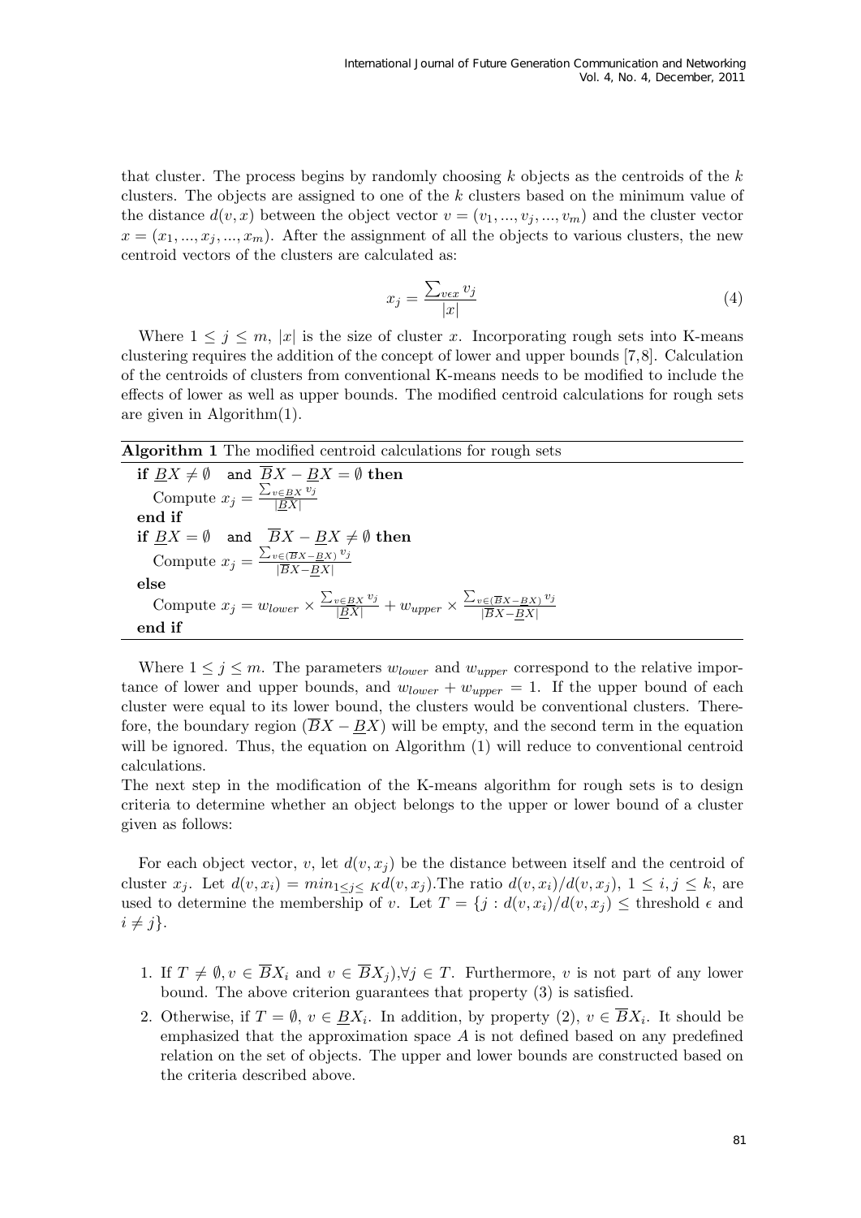that cluster. The process begins by randomly choosing $k$ objects as the centroids of the $k$ clusters. The objects are assigned to one of the $k$ clusters based on the minimum value of the distance $d(v, x)$ between the object vector $v = (v_1, ..., v_j, ..., v_m)$ and the cluster vector $x = (x_1, ..., x_j, ..., x_m)$. After the assignment of all the objects to various clusters, the new centroid vectors of the clusters are calculated as:

$$x_j = \frac{\sum_{v \epsilon x} v_j}{|x|} \tag{4}$$

Where $1 \leq j \leq m$, $|x|$ is the size of cluster $x$. Incorporating rough sets into K-means clustering requires the addition of the concept of lower and upper bounds [7,8]. Calculation of the centroids of clusters from conventional K-means needs to be modified to include the effects of lower as well as upper bounds. The modified centroid calculations for rough sets are given in Algorithm(1).

**Algorithm 1** The modified centroid calculations for rough sets

> **if** $\underline{B}X \neq \emptyset$ and $\overline{B}X - \underline{B}X = \emptyset$ **then**
> Compute $x_j = \frac{\sum_{v \in \underline{B}X} v_j}{|\underline{B}X|}$
> **end if**
> **if** $\underline{B}X = \emptyset$ and $\overline{B}X - \underline{B}X \neq \emptyset$ **then**
> Compute $x_j = \frac{\sum_{v \in (\overline{B}X - \underline{B}X)} v_j}{|\overline{B}X - \underline{B}X|}$
> **else**
> Compute $x_j = w_{lower} \times \frac{\sum_{v \in \underline{B}X} v_j}{|\underline{B}X|} + w_{upper} \times \frac{\sum_{v \in (\overline{B}X - \underline{B}X)} v_j}{|\overline{B}X - \underline{B}X|}$
> **end if**

Where $1 \leq j \leq m$. The parameters $w_{lower}$ and $w_{upper}$ correspond to the relative importance of lower and upper bounds, and $w_{lower} + w_{upper} = 1$. If the upper bound of each cluster were equal to its lower bound, the clusters would be conventional clusters. Therefore, the boundary region $(\overline{B}X - \underline{B}X)$ will be empty, and the second term in the equation will be ignored. Thus, the equation on Algorithm (1) will reduce to conventional centroid calculations.

The next step in the modification of the K-means algorithm for rough sets is to design criteria to determine whether an object belongs to the upper or lower bound of a cluster given as follows:

For each object vector, $v$, let $d(v, x_j)$ be the distance between itself and the centroid of cluster $x_j$. Let $d(v, x_i) = min_{1 \leq j \leq K} d(v, x_j)$.The ratio $d(v, x_i)/d(v, x_j)$, $1 \leq i, j \leq k$, are used to determine the membership of $v$. Let $T = \{j : d(v, x_i)/d(v, x_j) \leq$ threshold $\epsilon$ and $i \neq j\}$.

1. If $T \neq \emptyset, v \in \overline{B}X_i$ and $v \in \overline{B}X_j), \forall j \in T$. Furthermore, $v$ is not part of any lower bound. The above criterion guarantees that property (3) is satisfied.
2. Otherwise, if $T = \emptyset$, $v \in \underline{B}X_i$. In addition, by property (2), $v \in \overline{B}X_i$. It should be emphasized that the approximation space $A$ is not defined based on any predefined relation on the set of objects. The upper and lower bounds are constructed based on the criteria described above.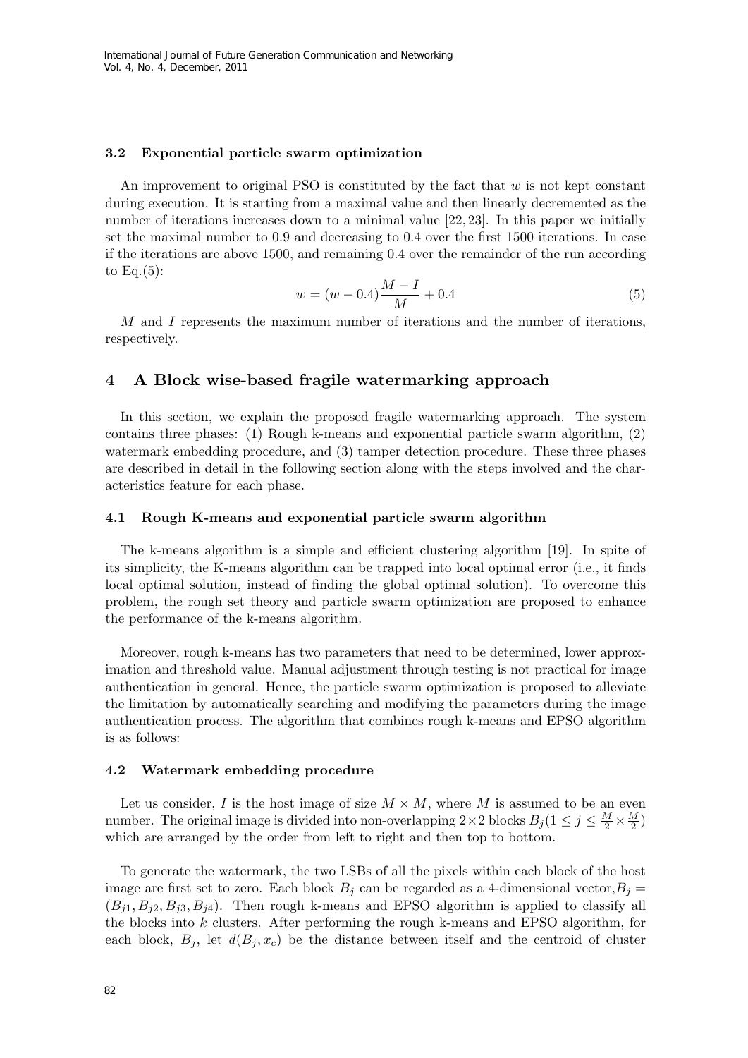### 3.2 Exponential particle swarm optimization

An improvement to original PSO is constituted by the fact that $w$ is not kept constant during execution. It is starting from a maximal value and then linearly decremented as the number of iterations increases down to a minimal value [22, 23]. In this paper we initially set the maximal number to 0.9 and decreasing to 0.4 over the first 1500 iterations. In case if the iterations are above 1500, and remaining 0.4 over the remainder of the run according to Eq.(5):

$$w = (w - 0.4)\frac{M - I}{M} + 0.4 \tag{5}$$

$M$ and $I$ represents the maximum number of iterations and the number of iterations, respectively.

## 4 A Block wise-based fragile watermarking approach

In this section, we explain the proposed fragile watermarking approach. The system contains three phases: (1) Rough k-means and exponential particle swarm algorithm, (2) watermark embedding procedure, and (3) tamper detection procedure. These three phases are described in detail in the following section along with the steps involved and the characteristics feature for each phase.

### 4.1 Rough K-means and exponential particle swarm algorithm

The k-means algorithm is a simple and efficient clustering algorithm [19]. In spite of its simplicity, the K-means algorithm can be trapped into local optimal error (i.e., it finds local optimal solution, instead of finding the global optimal solution). To overcome this problem, the rough set theory and particle swarm optimization are proposed to enhance the performance of the k-means algorithm.

Moreover, rough k-means has two parameters that need to be determined, lower approximation and threshold value. Manual adjustment through testing is not practical for image authentication in general. Hence, the particle swarm optimization is proposed to alleviate the limitation by automatically searching and modifying the parameters during the image authentication process. The algorithm that combines rough k-means and EPSO algorithm is as follows:

### 4.2 Watermark embedding procedure

Let us consider, $I$ is the host image of size $M \times M$, where $M$ is assumed to be an even number. The original image is divided into non-overlapping $2 \times 2$ blocks $B_j (1 \leq j \leq \frac{M}{2} \times \frac{M}{2})$ which are arranged by the order from left to right and then top to bottom.

To generate the watermark, the two LSBs of all the pixels within each block of the host image are first set to zero. Each block $B_j$ can be regarded as a 4-dimensional vector, $B_j = (B_{j1}, B_{j2}, B_{j3}, B_{j4})$. Then rough k-means and EPSO algorithm is applied to classify all the blocks into $k$ clusters. After performing the rough k-means and EPSO algorithm, for each block, $B_j$, let $d(B_j, x_c)$ be the distance between itself and the centroid of cluster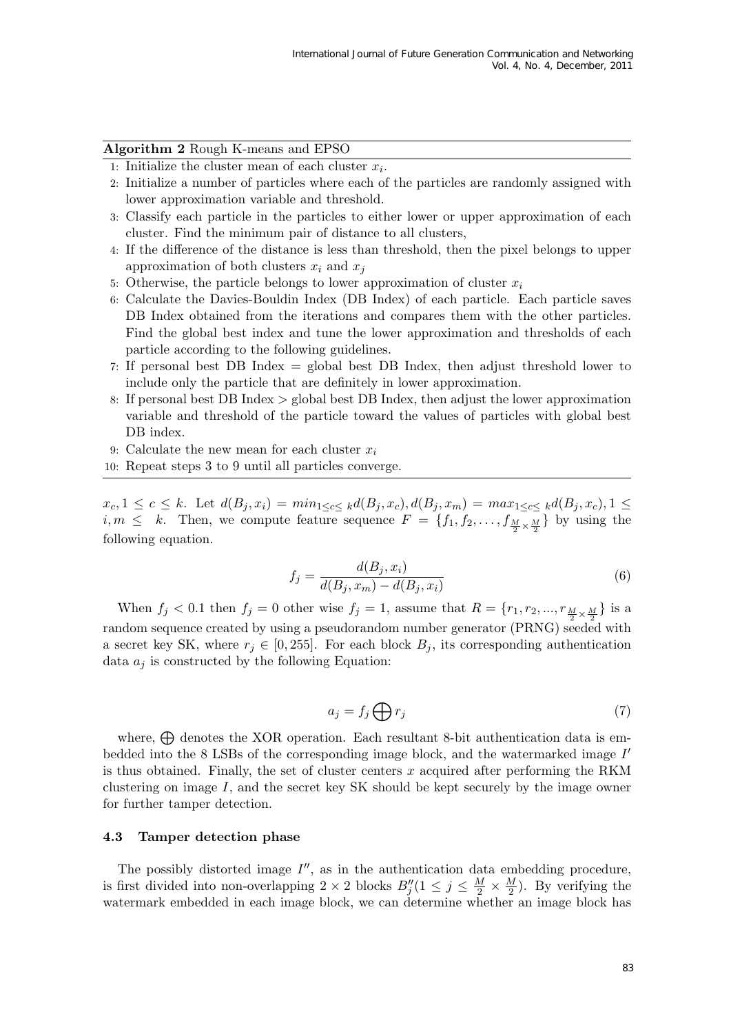**Algorithm 2** Rough K-means and EPSO

1: Initialize the cluster mean of each cluster $x_i$.
2: Initialize a number of particles where each of the particles are randomly assigned with lower approximation variable and threshold.
3: Classify each particle in the particles to either lower or upper approximation of each cluster. Find the minimum pair of distance to all clusters,
4: If the difference of the distance is less than threshold, then the pixel belongs to upper approximation of both clusters $x_i$ and $x_j$
5: Otherwise, the particle belongs to lower approximation of cluster $x_i$
6: Calculate the Davies-Bouldin Index (DB Index) of each particle. Each particle saves DB Index obtained from the iterations and compares them with the other particles. Find the global best index and tune the lower approximation and thresholds of each particle according to the following guidelines.
7: If personal best DB Index = global best DB Index, then adjust threshold lower to include only the particle that are definitely in lower approximation.
8: If personal best DB Index > global best DB Index, then adjust the lower approximation variable and threshold of the particle toward the values of particles with global best DB index.
9: Calculate the new mean for each cluster $x_i$
10: Repeat steps 3 to 9 until all particles converge.

$x_c, 1 \leq c \leq k$. Let $d(B_j, x_i) = min_{1 \leq c \leq k} d(B_j, x_c), d(B_j, x_m) = max_{1 \leq c \leq k} d(B_j, x_c), 1 \leq i, m \leq k$. Then, we compute feature sequence $F = \{f_1, f_2, \ldots, f_{\frac{M}{2} \times \frac{M}{2}}\}$ by using the following equation.

$$f_j = \frac{d(B_j, x_i)}{d(B_j, x_m) - d(B_j, x_i)} \tag{6}$$

When $f_j < 0.1$ then $f_j = 0$ other wise $f_j = 1$, assume that $R = \{r_1, r_2, ..., r_{\frac{M}{2} \times \frac{M}{2}}\}$ is a random sequence created by using a pseudorandom number generator (PRNG) seeded with a secret key SK, where $r_j \in [0, 255]$. For each block $B_j$, its corresponding authentication data $a_j$ is constructed by the following Equation:

$$a_j = f_j \bigoplus r_j \tag{7}$$

where, $\bigoplus$ denotes the XOR operation. Each resultant 8-bit authentication data is embedded into the 8 LSBs of the corresponding image block, and the watermarked image $I'$ is thus obtained. Finally, the set of cluster centers $x$ acquired after performing the RKM clustering on image $I$, and the secret key SK should be kept securely by the image owner for further tamper detection.

### 4.3 Tamper detection phase

The possibly distorted image $I''$, as in the authentication data embedding procedure, is first divided into non-overlapping $2 \times 2$ blocks $B''_j (1 \leq j \leq \frac{M}{2} \times \frac{M}{2})$. By verifying the watermark embedded in each image block, we can determine whether an image block has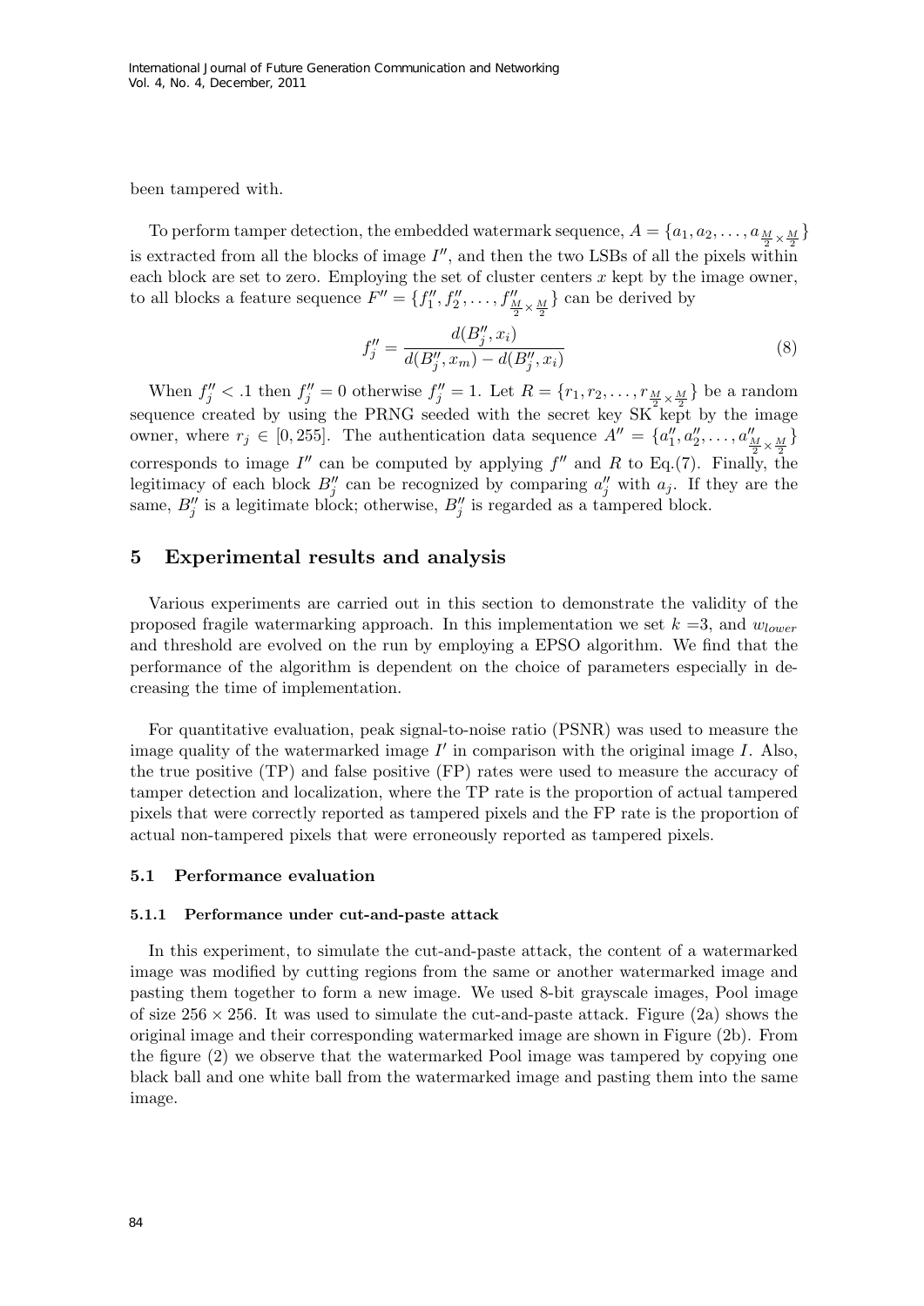been tampered with.

To perform tamper detection, the embedded watermark sequence, $A = \{a_1, a_2, \ldots, a_{\frac{M}{2} \times \frac{M}{2}}\}$ is extracted from all the blocks of image $I''$, and then the two LSBs of all the pixels within each block are set to zero. Employing the set of cluster centers $x$ kept by the image owner, to all blocks a feature sequence $F'' = \{f_1'', f_2'', \ldots, f_{\frac{M}{2} \times \frac{M}{2}}''\}$ can be derived by

$$f_j'' = \frac{d(B_j'', x_i)}{d(B_j'', x_m) - d(B_j'', x_i)} \tag{8}$$

When $f_j'' < .1$ then $f_j'' = 0$ otherwise $f_j'' = 1$. Let $R = \{r_1, r_2, \ldots, r_{\frac{M}{2} \times \frac{M}{2}}\}$ be a random sequence created by using the PRNG seeded with the secret key SK kept by the image owner, where $r_j \in [0, 255]$. The authentication data sequence $A'' = \{a_1'', a_2'', \ldots, a_{\frac{M}{2} \times \frac{M}{2}}''\}$ corresponds to image $I''$ can be computed by applying $f''$ and $R$ to Eq.(7). Finally, the legitimacy of each block $B_j''$ can be recognized by comparing $a_j''$ with $a_j$. If they are the same, $B_j''$ is a legitimate block; otherwise, $B_j''$ is regarded as a tampered block.

## 5 Experimental results and analysis

Various experiments are carried out in this section to demonstrate the validity of the proposed fragile watermarking approach. In this implementation we set $k$ =3, and $w_{lower}$ and threshold are evolved on the run by employing a EPSO algorithm. We find that the performance of the algorithm is dependent on the choice of parameters especially in decreasing the time of implementation.

For quantitative evaluation, peak signal-to-noise ratio (PSNR) was used to measure the image quality of the watermarked image $I'$ in comparison with the original image $I$. Also, the true positive (TP) and false positive (FP) rates were used to measure the accuracy of tamper detection and localization, where the TP rate is the proportion of actual tampered pixels that were correctly reported as tampered pixels and the FP rate is the proportion of actual non-tampered pixels that were erroneously reported as tampered pixels.

### 5.1 Performance evaluation

#### 5.1.1 Performance under cut-and-paste attack

In this experiment, to simulate the cut-and-paste attack, the content of a watermarked image was modified by cutting regions from the same or another watermarked image and pasting them together to form a new image. We used 8-bit grayscale images, Pool image of size $256 \times 256$. It was used to simulate the cut-and-paste attack. Figure (2a) shows the original image and their corresponding watermarked image are shown in Figure (2b). From the figure (2) we observe that the watermarked Pool image was tampered by copying one black ball and one white ball from the watermarked image and pasting them into the same image.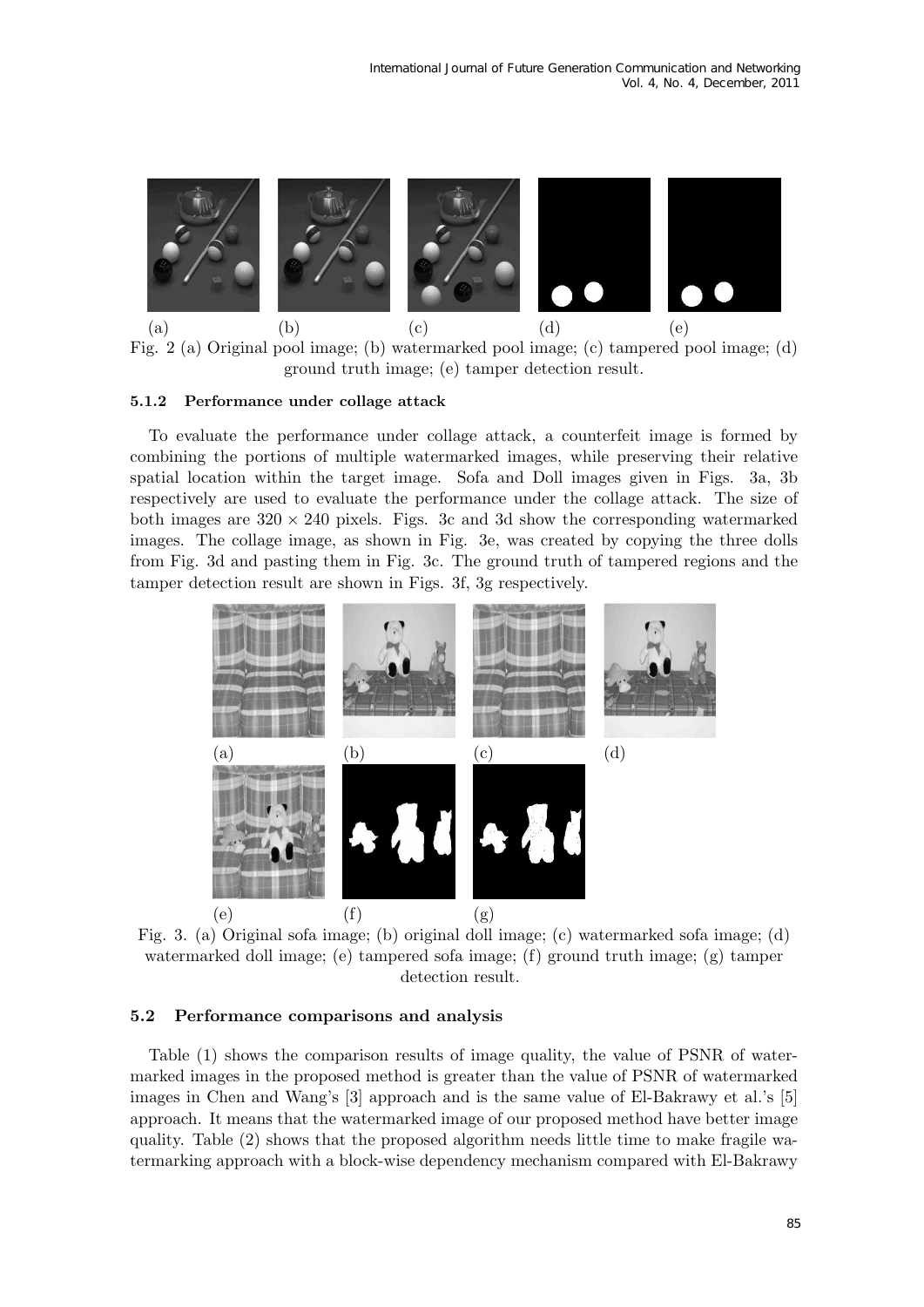(a) (b) (c) (d) (e)

Fig. 2 (a) Original pool image; (b) watermarked pool image; (c) tampered pool image; (d) ground truth image; (e) tamper detection result.

#### 5.1.2 Performance under collage attack

To evaluate the performance under collage attack, a counterfeit image is formed by combining the portions of multiple watermarked images, while preserving their relative spatial location within the target image. Sofa and Doll images given in Figs. 3a, 3b respectively are used to evaluate the performance under the collage attack. The size of both images are $320 \times 240$ pixels. Figs. 3c and 3d show the corresponding watermarked images. The collage image, as shown in Fig. 3e, was created by copying the three dolls from Fig. 3d and pasting them in Fig. 3c. The ground truth of tampered regions and the tamper detection result are shown in Figs. 3f, 3g respectively.

(a) (b) (c) (d)

(e) (f) (g)

Fig. 3. (a) Original sofa image; (b) original doll image; (c) watermarked sofa image; (d) watermarked doll image; (e) tampered sofa image; (f) ground truth image; (g) tamper detection result.

### 5.2 Performance comparisons and analysis

Table (1) shows the comparison results of image quality, the value of PSNR of watermarked images in the proposed method is greater than the value of PSNR of watermarked images in Chen and Wang's [3] approach and is the same value of El-Bakrawy et al.'s [5] approach. It means that the watermarked image of our proposed method have better image quality. Table (2) shows that the proposed algorithm needs little time to make fragile watermarking approach with a block-wise dependency mechanism compared with El-Bakrawy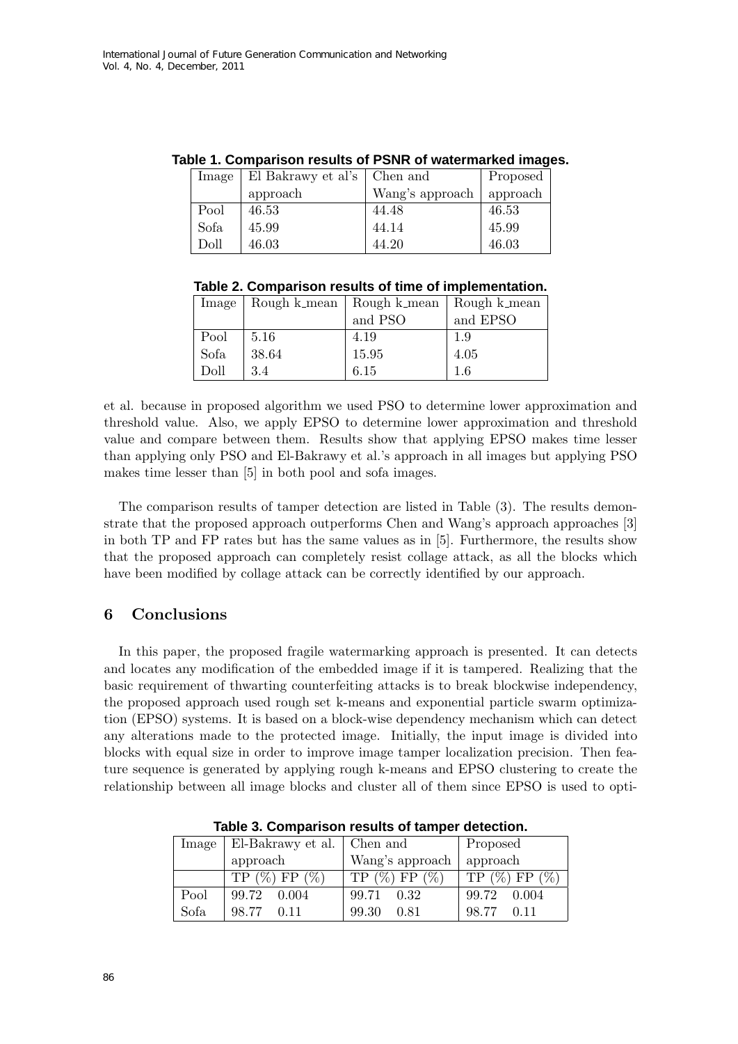**Table 1. Comparison results of PSNR of watermarked images.**

| Image | El Bakrawy et al's approach | Chen and Wang's approach | Proposed approach |
|---|---|---|---|
| Pool | 46.53 | 44.48 | 46.53 |
| Sofa | 45.99 | 44.14 | 45.99 |
| Doll | 46.03 | 44.20 | 46.03 |

**Table 2. Comparison results of time of implementation.**

| Image | Rough k_mean | Rough k_mean and PSO | Rough k_mean and EPSO |
|---|---|---|---|
| Pool | 5.16 | 4.19 | 1.9 |
| Sofa | 38.64 | 15.95 | 4.05 |
| Doll | 3.4 | 6.15 | 1.6 |

et al. because in proposed algorithm we used PSO to determine lower approximation and threshold value. Also, we apply EPSO to determine lower approximation and threshold value and compare between them. Results show that applying EPSO makes time lesser than applying only PSO and El-Bakrawy et al.'s approach in all images but applying PSO makes time lesser than [5] in both pool and sofa images.

The comparison results of tamper detection are listed in Table (3). The results demonstrate that the proposed approach outperforms Chen and Wang's approach approaches [3] in both TP and FP rates but has the same values as in [5]. Furthermore, the results show that the proposed approach can completely resist collage attack, as all the blocks which have been modified by collage attack can be correctly identified by our approach.

## 6 Conclusions

In this paper, the proposed fragile watermarking approach is presented. It can detects and locates any modification of the embedded image if it is tampered. Realizing that the basic requirement of thwarting counterfeiting attacks is to break blockwise independency, the proposed approach used rough set k-means and exponential particle swarm optimization (EPSO) systems. It is based on a block-wise dependency mechanism which can detect any alterations made to the protected image. Initially, the input image is divided into blocks with equal size in order to improve image tamper localization precision. Then feature sequence is generated by applying rough k-means and EPSO clustering to create the relationship between all image blocks and cluster all of them since EPSO is used to opti-

**Table 3. Comparison results of tamper detection.**

| Image | El-Bakrawy et al. approach | | Chen and Wang's approach | | Proposed approach | |
|---|---|---|---|---|---|---|
| | TP (%) | FP (%) | TP (%) | FP (%) | TP (%) | FP (%) |
| Pool | 99.72 | 0.004 | 99.71 | 0.32 | 99.72 | 0.004 |
| Sofa | 98.77 | 0.11 | 99.30 | 0.81 | 98.77 | 0.11 |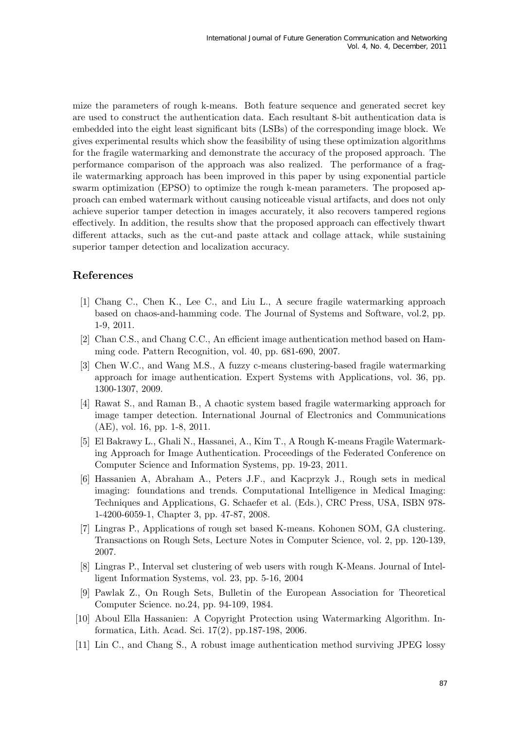mize the parameters of rough k-means. Both feature sequence and generated secret key are used to construct the authentication data. Each resultant 8-bit authentication data is embedded into the eight least significant bits (LSBs) of the corresponding image block. We gives experimental results which show the feasibility of using these optimization algorithms for the fragile watermarking and demonstrate the accuracy of the proposed approach. The performance comparison of the approach was also realized. The performance of a fragile watermarking approach has been improved in this paper by using exponential particle swarm optimization (EPSO) to optimize the rough k-mean parameters. The proposed approach can embed watermark without causing noticeable visual artifacts, and does not only achieve superior tamper detection in images accurately, it also recovers tampered regions effectively. In addition, the results show that the proposed approach can effectively thwart different attacks, such as the cut-and paste attack and collage attack, while sustaining superior tamper detection and localization accuracy.

## References

[1] Chang C., Chen K., Lee C., and Liu L., A secure fragile watermarking approach based on chaos-and-hamming code. The Journal of Systems and Software, vol.2, pp. 1-9, 2011.

[2] Chan C.S., and Chang C.C., An efficient image authentication method based on Hamming code. Pattern Recognition, vol. 40, pp. 681-690, 2007.

[3] Chen W.C., and Wang M.S., A fuzzy c-means clustering-based fragile watermarking approach for image authentication. Expert Systems with Applications, vol. 36, pp. 1300-1307, 2009.

[4] Rawat S., and Raman B., A chaotic system based fragile watermarking approach for image tamper detection. International Journal of Electronics and Communications (AE), vol. 16, pp. 1-8, 2011.

[5] El Bakrawy L., Ghali N., Hassanei, A., Kim T., A Rough K-means Fragile Watermarking Approach for Image Authentication. Proceedings of the Federated Conference on Computer Science and Information Systems, pp. 19-23, 2011.

[6] Hassanien A, Abraham A., Peters J.F., and Kacprzyk J., Rough sets in medical imaging: foundations and trends. Computational Intelligence in Medical Imaging: Techniques and Applications, G. Schaefer et al. (Eds.), CRC Press, USA, ISBN 978-1-4200-6059-1, Chapter 3, pp. 47-87, 2008.

[7] Lingras P., Applications of rough set based K-means. Kohonen SOM, GA clustering. Transactions on Rough Sets, Lecture Notes in Computer Science, vol. 2, pp. 120-139, 2007.

[8] Lingras P., Interval set clustering of web users with rough K-Means. Journal of Intelligent Information Systems, vol. 23, pp. 5-16, 2004

[9] Pawlak Z., On Rough Sets, Bulletin of the European Association for Theoretical Computer Science. no.24, pp. 94-109, 1984.

[10] Aboul Ella Hassanien: A Copyright Protection using Watermarking Algorithm. Informatica, Lith. Acad. Sci. 17(2), pp.187-198, 2006.

[11] Lin C., and Chang S., A robust image authentication method surviving JPEG lossy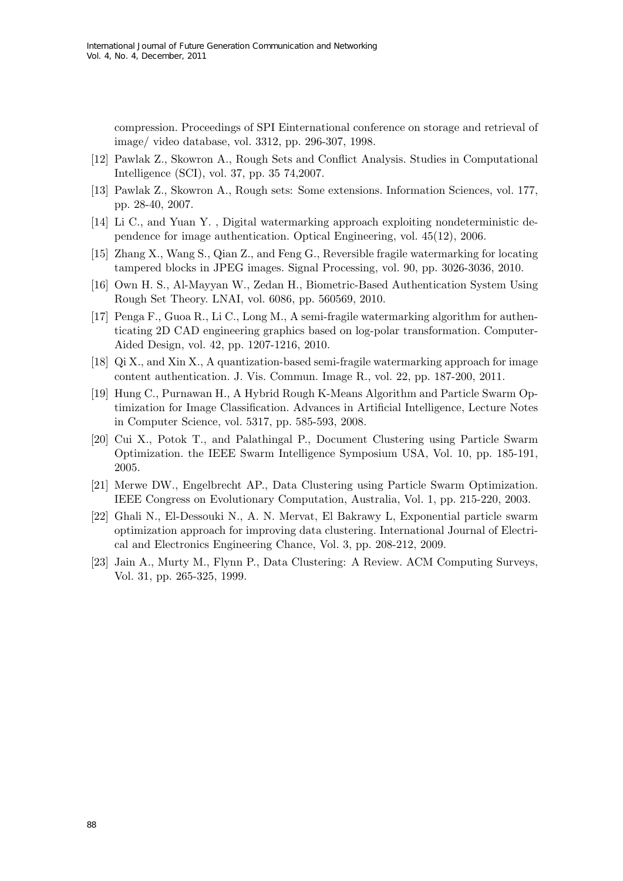compression. Proceedings of SPI Einternational conference on storage and retrieval of image/ video database, vol. 3312, pp. 296-307, 1998.

[12] Pawlak Z., Skowron A., Rough Sets and Conflict Analysis. Studies in Computational Intelligence (SCI), vol. 37, pp. 35 74,2007.

[13] Pawlak Z., Skowron A., Rough sets: Some extensions. Information Sciences, vol. 177, pp. 28-40, 2007.

[14] Li C., and Yuan Y. , Digital watermarking approach exploiting nondeterministic dependence for image authentication. Optical Engineering, vol. 45(12), 2006.

[15] Zhang X., Wang S., Qian Z., and Feng G., Reversible fragile watermarking for locating tampered blocks in JPEG images. Signal Processing, vol. 90, pp. 3026-3036, 2010.

[16] Own H. S., Al-Mayyan W., Zedan H., Biometric-Based Authentication System Using Rough Set Theory. LNAI, vol. 6086, pp. 560569, 2010.

[17] Penga F., Guoa R., Li C., Long M., A semi-fragile watermarking algorithm for authenticating 2D CAD engineering graphics based on log-polar transformation. Computer-Aided Design, vol. 42, pp. 1207-1216, 2010.

[18] Qi X., and Xin X., A quantization-based semi-fragile watermarking approach for image content authentication. J. Vis. Commun. Image R., vol. 22, pp. 187-200, 2011.

[19] Hung C., Purnawan H., A Hybrid Rough K-Means Algorithm and Particle Swarm Optimization for Image Classification. Advances in Artificial Intelligence, Lecture Notes in Computer Science, vol. 5317, pp. 585-593, 2008.

[20] Cui X., Potok T., and Palathingal P., Document Clustering using Particle Swarm Optimization. the IEEE Swarm Intelligence Symposium USA, Vol. 10, pp. 185-191, 2005.

[21] Merwe DW., Engelbrecht AP., Data Clustering using Particle Swarm Optimization. IEEE Congress on Evolutionary Computation, Australia, Vol. 1, pp. 215-220, 2003.

[22] Ghali N., El-Dessouki N., A. N. Mervat, El Bakrawy L, Exponential particle swarm optimization approach for improving data clustering. International Journal of Electrical and Electronics Engineering Chance, Vol. 3, pp. 208-212, 2009.

[23] Jain A., Murty M., Flynn P., Data Clustering: A Review. ACM Computing Surveys, Vol. 31, pp. 265-325, 1999.